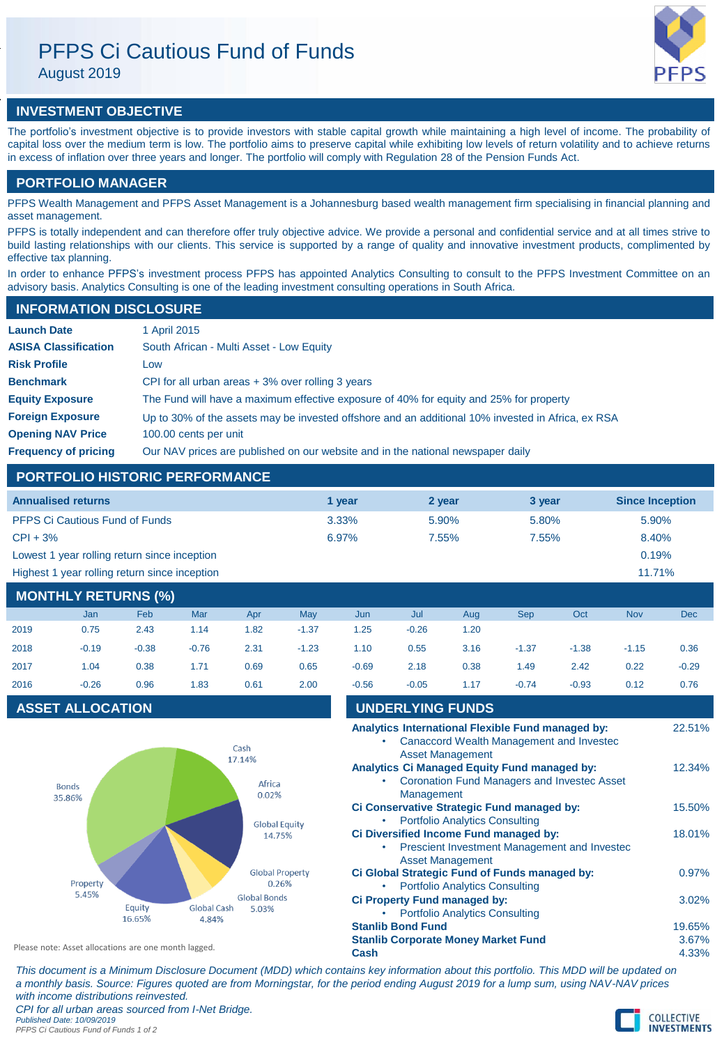# PFPS Ci Cautious Fund of Funds

August 2019

## INVESTMENT OBJECTIVE

The portfolio's investment objective is to provide investors with stable capital growth while maintaining a high level of income. The probability of capital loss over the medium term is low. The portfolio aims to preserve capital while exhibiting low levels of return volatility and to achieve returns in excess of inflation over three years and longer. The portfolio will comply with Regulation 28 of the Pension Funds Act.

## PORTFOLIO MANAGER

PFPS Wealth Management and PFPS Asset Management is a Johannesburg based wealth management firm specialising in financial planning and asset management.

PFPS is totally independent and can therefore offer truly objective advice. We provide a personal and confidential service and at all times strive to build lasting relationships with our clients. This service is supported by a range of quality and innovative investment products, complimented by effective tax planning.

In order to enhance PFPS's investment process PFPS has appointed Analytics Consulting to consult to the PFPS Investment Committee on an advisory basis. Analytics Consulting is one of the leading investment consulting operations in South Africa.

## INFORMATION DISCLOSURE

| | |
|---|---|
| **Launch Date** | 1 April 2015 |
| **ASISA Classification** | South African - Multi Asset - Low Equity |
| **Risk Profile** | Low |
| **Benchmark** | CPI for all urban areas + 3% over rolling 3 years |
| **Equity Exposure** | The Fund will have a maximum effective exposure of 40% for equity and 25% for property |
| **Foreign Exposure** | Up to 30% of the assets may be invested offshore and an additional 10% invested in Africa, ex RSA |
| **Opening NAV Price** | 100.00 cents per unit |
| **Frequency of pricing** | Our NAV prices are published on our website and in the national newspaper daily |

## PORTFOLIO HISTORIC PERFORMANCE

| Annualised returns | 1 year | 2 year | 3 year | Since Inception |
|---|---|---|---|---|
| PFPS Ci Cautious Fund of Funds | 3.33% | 5.90% | 5.80% | 5.90% |
| CPI + 3% | 6.97% | 7.55% | 7.55% | 8.40% |
| Lowest 1 year rolling return since inception | | | | 0.19% |
| Highest 1 year rolling return since inception | | | | 11.71% |

## MONTHLY RETURNS (%)

| | Jan | Feb | Mar | Apr | May | Jun | Jul | Aug | Sep | Oct | Nov | Dec |
|---|---|---|---|---|---|---|---|---|---|---|---|---|
| 2019 | 0.75 | 2.43 | 1.14 | 1.82 | -1.37 | 1.25 | -0.26 | 1.20 | | | | |
| 2018 | -0.19 | -0.38 | -0.76 | 2.31 | -1.23 | 1.10 | 0.55 | 3.16 | -1.37 | -1.38 | -1.15 | 0.36 |
| 2017 | 1.04 | 0.38 | 1.71 | 0.69 | 0.65 | -0.69 | 2.18 | 0.38 | 1.49 | 2.42 | 0.22 | -0.29 |
| 2016 | -0.26 | 0.96 | 1.83 | 0.61 | 2.00 | -0.56 | -0.05 | 1.17 | -0.74 | -0.93 | 0.12 | 0.76 |

## ASSET ALLOCATION

| Asset | Allocation |
|---|---|
| Cash | 17.14% |
| Africa | 0.02% |
| Global Equity | 14.75% |
| Global Property | 0.26% |
| Global Bonds | 5.03% |
| Global Cash | 4.84% |
| Equity | 16.65% |
| Property | 5.45% |
| Bonds | 35.86% |

Please note: Asset allocations are one month lagged.

## UNDERLYING FUNDS

| Fund | Weight |
|---|---|
| **Analytics International Flexible Fund managed by:** <br>• Canaccord Wealth Management and Investec Asset Management | 22.51% |
| **Analytics Ci Managed Equity Fund managed by:** <br>• Coronation Fund Managers and Investec Asset Management | 12.34% |
| **Ci Conservative Strategic Fund managed by:** <br>• Portfolio Analytics Consulting | 15.50% |
| **Ci Diversified Income Fund managed by:** <br>• Prescient Investment Management and Investec Asset Management | 18.01% |
| **Ci Global Strategic Fund of Funds managed by:** <br>• Portfolio Analytics Consulting | 0.97% |
| **Ci Property Fund managed by:** <br>• Portfolio Analytics Consulting | 3.02% |
| **Stanlib Bond Fund** | 19.65% |
| **Stanlib Corporate Money Market Fund** | 3.67% |
| **Cash** | 4.33% |

*This document is a Minimum Disclosure Document (MDD) which contains key information about this portfolio. This MDD will be updated on a monthly basis. Source: Figures quoted are from Morningstar, for the period ending August 2019 for a lump sum, using NAV-NAV prices with income distributions reinvested.*

*CPI for all urban areas sourced from I-Net Bridge.*

*Published Date: 10/09/2019*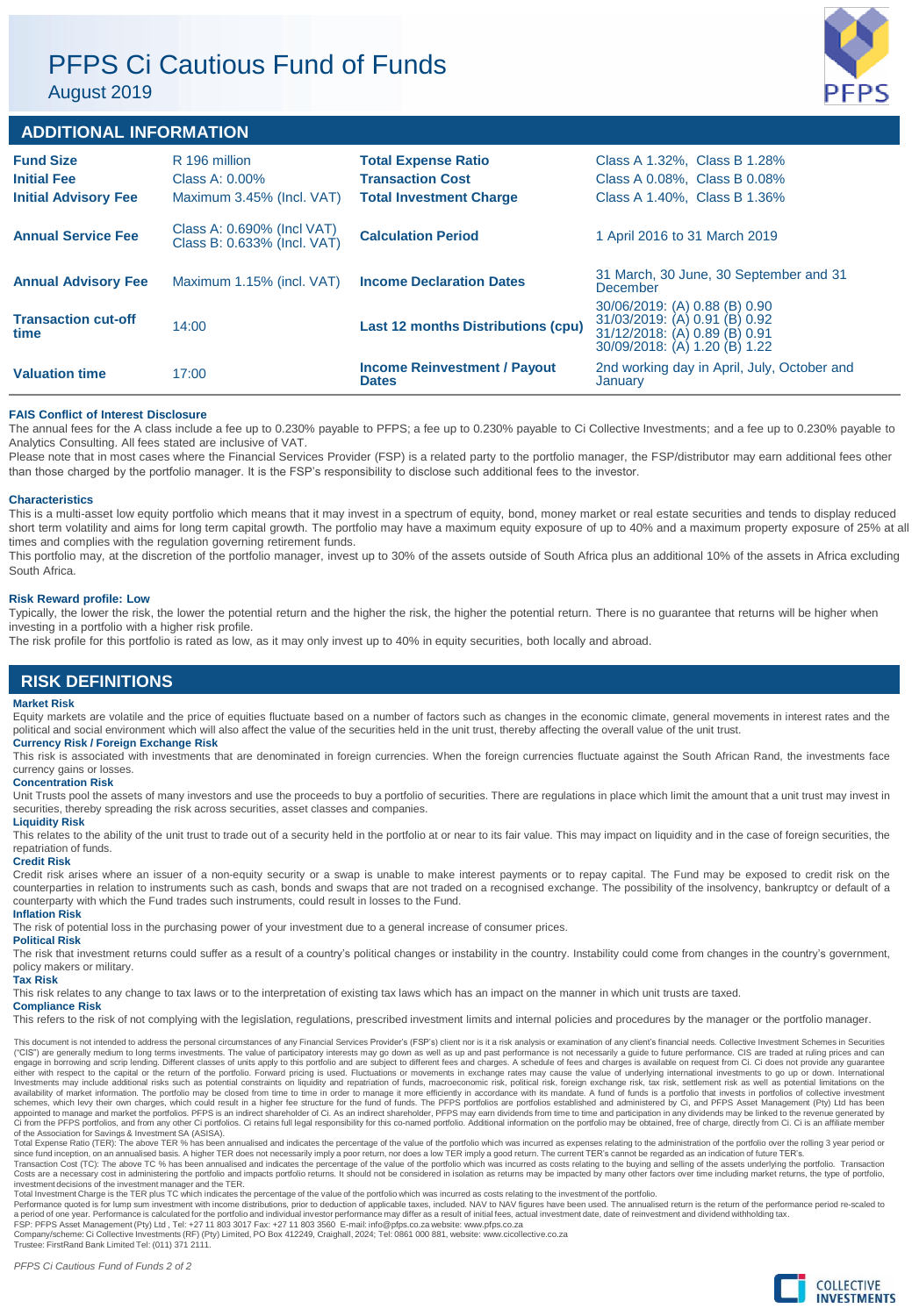# PFPS Ci Cautious Fund of Funds

August 2019

## ADDITIONAL INFORMATION

| | | | |
|---|---|---|---|
| **Fund Size** | R 196 million | **Total Expense Ratio** | Class A 1.32%, Class B 1.28% |
| **Initial Fee** | Class A: 0.00% | **Transaction Cost** | Class A 0.08%, Class B 0.08% |
| **Initial Advisory Fee** | Maximum 3.45% (Incl. VAT) | **Total Investment Charge** | Class A 1.40%, Class B 1.36% |
| **Annual Service Fee** | Class A: 0.690% (Incl VAT) Class B: 0.633% (Incl. VAT) | **Calculation Period** | 1 April 2016 to 31 March 2019 |
| **Annual Advisory Fee** | Maximum 1.15% (incl. VAT) | **Income Declaration Dates** | 31 March, 30 June, 30 September and 31 December |
| **Transaction cut-off time** | 14:00 | **Last 12 months Distributions (cpu)** | 30/06/2019: (A) 0.88 (B) 0.90<br>31/03/2019: (A) 0.91 (B) 0.92<br>31/12/2018: (A) 0.89 (B) 0.91<br>30/09/2018: (A) 1.20 (B) 1.22 |
| **Valuation time** | 17:00 | **Income Reinvestment / Payout Dates** | 2nd working day in April, July, October and January |

### FAIS Conflict of Interest Disclosure

The annual fees for the A class include a fee up to 0.230% payable to PFPS; a fee up to 0.230% payable to Ci Collective Investments; and a fee up to 0.230% payable to Analytics Consulting. All fees stated are inclusive of VAT.

Please note that in most cases where the Financial Services Provider (FSP) is a related party to the portfolio manager, the FSP/distributor may earn additional fees other than those charged by the portfolio manager. It is the FSP's responsibility to disclose such additional fees to the investor.

### Characteristics

This is a multi-asset low equity portfolio which means that it may invest in a spectrum of equity, bond, money market or real estate securities and tends to display reduced short term volatility and aims for long term capital growth. The portfolio may have a maximum equity exposure of up to 40% and a maximum property exposure of 25% at all times and complies with the regulation governing retirement funds.

This portfolio may, at the discretion of the portfolio manager, invest up to 30% of the assets outside of South Africa plus an additional 10% of the assets in Africa excluding South Africa.

### Risk Reward profile: Low

Typically, the lower the risk, the lower the potential return and the higher the risk, the higher the potential return. There is no guarantee that returns will be higher when investing in a portfolio with a higher risk profile.

The risk profile for this portfolio is rated as low, as it may only invest up to 40% in equity securities, both locally and abroad.

## RISK DEFINITIONS

**Market Risk**

Equity markets are volatile and the price of equities fluctuate based on a number of factors such as changes in the economic climate, general movements in interest rates and the political and social environment which will also affect the value of the securities held in the unit trust, thereby affecting the overall value of the unit trust.

**Currency Risk / Foreign Exchange Risk**

This risk is associated with investments that are denominated in foreign currencies. When the foreign currencies fluctuate against the South African Rand, the investments face currency gains or losses.

**Concentration Risk**

Unit Trusts pool the assets of many investors and use the proceeds to buy a portfolio of securities. There are regulations in place which limit the amount that a unit trust may invest in securities, thereby spreading the risk across securities, asset classes and companies.

**Liquidity Risk**

This relates to the ability of the unit trust to trade out of a security held in the portfolio at or near to its fair value. This may impact on liquidity and in the case of foreign securities, the repatriation of funds.

**Credit Risk**

Credit risk arises where an issuer of a non-equity security or a swap is unable to make interest payments or to repay capital. The Fund may be exposed to credit risk on the counterparties in relation to instruments such as cash, bonds and swaps that are not traded on a recognised exchange. The possibility of the insolvency, bankruptcy or default of a counterparty with which the Fund trades such instruments, could result in losses to the Fund.

**Inflation Risk**

The risk of potential loss in the purchasing power of your investment due to a general increase of consumer prices.

**Political Risk**

The risk that investment returns could suffer as a result of a country's political changes or instability in the country. Instability could come from changes in the country's government, policy makers or military.

**Tax Risk**

This risk relates to any change to tax laws or to the interpretation of existing tax laws which has an impact on the manner in which unit trusts are taxed.

**Compliance Risk**

This refers to the risk of not complying with the legislation, regulations, prescribed investment limits and internal policies and procedures by the manager or the portfolio manager.

This document is not intended to address the personal circumstances of any Financial Services Provider's (FSP's) client nor is it a risk analysis or examination of any client's financial needs. Collective Investment Schemes in Securities ("CIS") are generally medium to long terms investments. The value of participatory interests may go down as well as up and past performance is not necessarily a guide to future performance. CIS are traded at ruling prices and can engage in borrowing and scrip lending. Different classes of units apply to this portfolio and are subject to different fees and charges. A schedule of fees and charges is available on request from Ci. Ci does not provide any guarantee either with respect to the capital or the return of the portfolio. Forward pricing is used. Fluctuations or movements in exchange rates may cause the value of underlying international investments to go up or down. International Investments may include additional risks such as potential constraints on liquidity and repatriation of funds, macroeconomic risk, political risk, foreign exchange risk, tax risk, settlement risk as well as potential limitations on the availability of market information. The portfolio may be closed from time to time in order to manage it more efficiently in accordance with its mandate. A fund of funds is a portfolio that invests in portfolios of collective investment schemes, which levy their own charges, which could result in a higher fee structure for the fund of funds. The PFPS portfolios are portfolios established and administered by Ci, and PFPS Asset Management (Pty) Ltd has been appointed to manage and market the portfolios. PFPS is an indirect shareholder of Ci. As an indirect shareholder, PFPS may earn dividends from time to time and participation in any dividends may be linked to the revenue generated by Ci from the PFPS portfolios, and from any other Ci portfolios. Ci retains full legal responsibility for this co-named portfolio. Additional information on the portfolio may be obtained, free of charge, directly from Ci. Ci is an affiliate member of the Association for Savings & Investment SA (ASISA).

Total Expense Ratio (TER): The above TER % has been annualised and indicates the percentage of the value of the portfolio which was incurred as expenses relating to the administration of the portfolio over the rolling 3 year period or since fund inception, on an annualised basis. A higher TER does not necessarily imply a poor return, nor does a low TER imply a good return. The current TER's cannot be regarded as an indication of future TER's.

Transaction Cost (TC): The above TC % has been annualised and indicates the percentage of the value of the portfolio which was incurred as costs relating to the buying and selling of the assets underlying the portfolio. Transaction Costs are a necessary cost in administering the portfolio and impacts portfolio returns. It should not be considered in isolation as returns may be impacted by many other factors over time including market returns, the type of portfolio, investment decisions of the investment manager and the TER.

Total Investment Charge is the TER plus TC which indicates the percentage of the value of the portfolio which was incurred as costs relating to the investment of the portfolio.

Performance quoted is for lump sum investment with income distributions, prior to deduction of applicable taxes, included. NAV to NAV figures have been used. The annualised return is the return of the performance period re-scaled to a period of one year. Performance is calculated for the portfolio and individual investor performance may differ as a result of initial fees, actual investment date, date of reinvestment and dividend withholding tax.

FSP: PFPS Asset Management (Pty) Ltd , Tel: +27 11 803 3017 Fax: +27 11 803 3560 E-mail: info@pfps.co.za website: www.pfps.co.za

Company/scheme: Ci Collective Investments (RF) (Pty) Limited, PO Box 412249, Craighall, 2024; Tel: 0861 000 881, website: www.cicollective.co.za

Trustee: FirstRand Bank Limited Tel: (011) 371 2111.